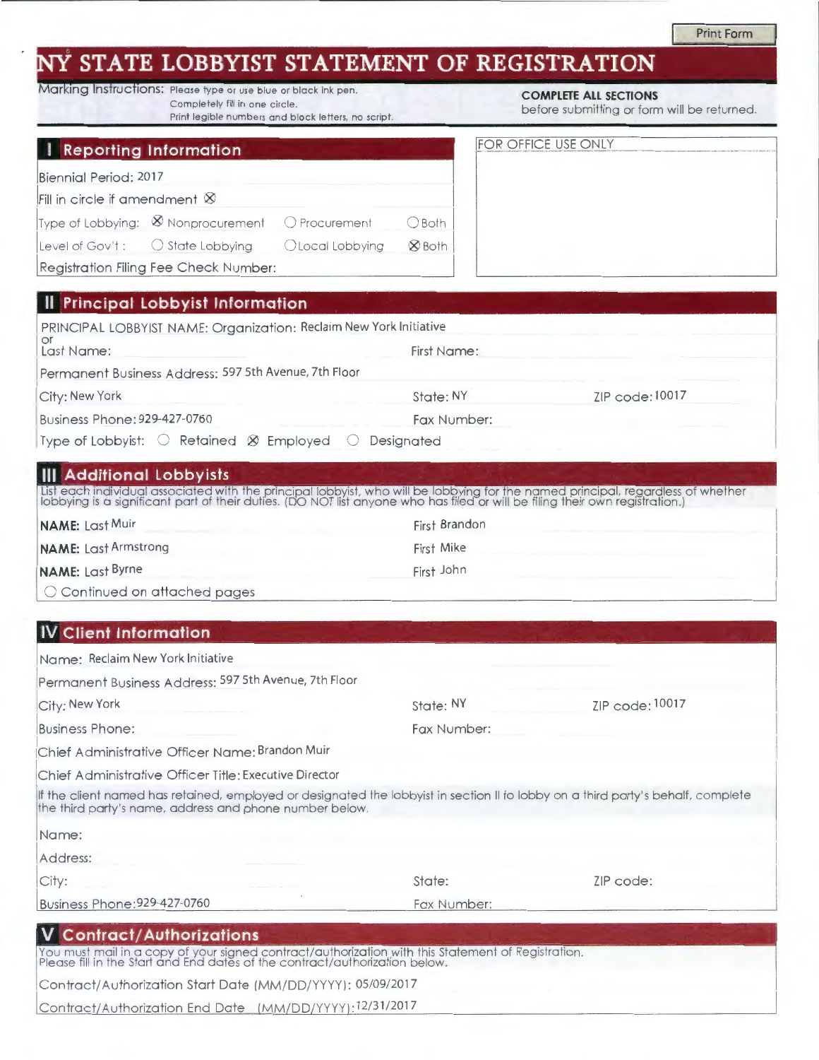Print Form

# NY STATE LOBBYIST STATEMENT OF REGISTRATION

Marking Instructions: Please type or use blue or black ink pen.
Completely fill in one circle.
Print legible numbers and block letters, no script.

**COMPLETE ALL SECTIONS** before submitting or form will be returned.

## I Reporting Information

Biennial Period: 2017

Fill in circle if amendment ⊗

Type of Lobbying: ⊗ Nonprocurement ○ Procurement ○ Both

Level of Gov't: ○ State Lobbying ○ Local Lobbying ⊗ Both

Registration Filing Fee Check Number:

FOR OFFICE USE ONLY

## II Principal Lobbyist Information

PRINCIPAL LOBBYIST NAME: Organization: Reclaim New York Initiative

or
Last Name: First Name:

Permanent Business Address: 597 5th Avenue, 7th Floor

City: New York State: NY ZIP code: 10017

Business Phone: 929-427-0760 Fax Number:

Type of Lobbyist: ○ Retained ⊗ Employed ○ Designated

## III Additional Lobbyists

List each individual associated with the principal lobbyist, who will be lobbying for the named principal, regardless of whether lobbying is a significant part of their duties. (DO NOT list anyone who has filed or will be filing their own registration.)

**NAME:** Last Muir First Brandon

**NAME:** Last Armstrong First Mike

**NAME:** Last Byrne First John

○ Continued on attached pages

## IV Client Information

Name: Reclaim New York Initiative

Permanent Business Address: 597 5th Avenue, 7th Floor

City: New York State: NY ZIP code: 10017

Business Phone: Fax Number:

Chief Administrative Officer Name: Brandon Muir

Chief Administrative Officer Title: Executive Director

If the client named has retained, employed or designated the lobbyist in section II to lobby on a third party's behalf, complete the third party's name, address and phone number below.

Name:

Address:

City: State: ZIP code:

Business Phone: 929-427-0760 Fax Number:

## V Contract/Authorizations

You must mail in a copy of your signed contract/authorization with this Statement of Registration.
Please fill in the Start and End dates of the contract/authorization below.

Contract/Authorization Start Date (MM/DD/YYYY): 05/09/2017

Contract/Authorization End Date (MM/DD/YYYY): 12/31/2017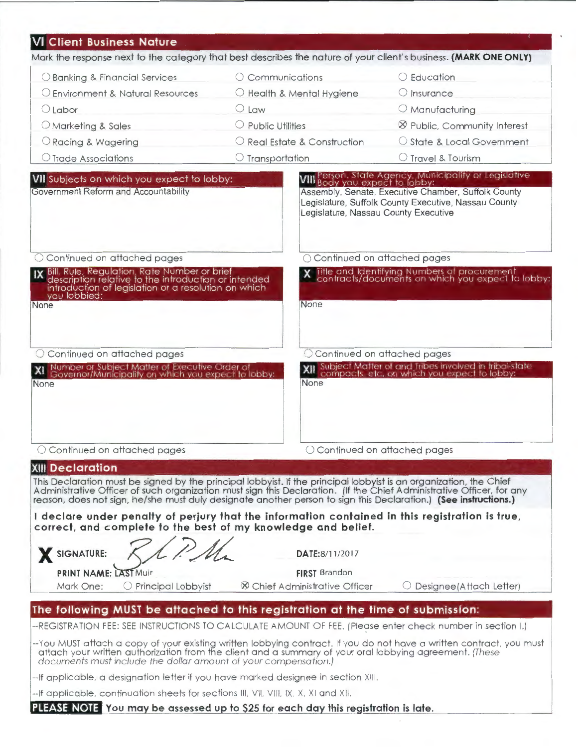## VI Client Business Nature

Mark the response next to the category that best describes the nature of your client's business. **(MARK ONE ONLY)**

| | | |
|---|---|---|
| ○ Banking & Financial Services | ○ Communications | ○ Education |
| ○ Environment & Natural Resources | ○ Health & Mental Hygiene | ○ Insurance |
| ○ Labor | ○ Law | ○ Manufacturing |
| ○ Marketing & Sales | ○ Public Utilities | ⊗ Public, Community Interest |
| ○ Racing & Wagering | ○ Real Estate & Construction | ○ State & Local Government |
| ○ Trade Associations | ○ Transportation | ○ Travel & Tourism |

## VII Subjects on which you expect to lobby:

Government Reform and Accountability

○ Continued on attached pages

## VIII Person, State Agency, Municipality or Legislative Body you expect to lobby:

Assembly, Senate, Executive Chamber, Suffolk County Legislature, Suffolk County Executive, Nassau County Legislature, Nassau County Executive

○ Continued on attached pages

## IX Bill, Rule, Regulation, Rate Number or brief description relative to the introduction or intended introduction of legislation or a resolution on which you lobbied:

None

○ Continued on attached pages

## X Title and Identifying Numbers of procurement contracts/documents on which you expect to lobby:

None

○ Continued on attached pages

## XI Number or Subject Matter of Executive Order of Governor/Municipality on which you expect to lobby:

None

○ Continued on attached pages

## XII Subject Matter of and Tribes involved in tribal-state compacts, etc. on which you expect to lobby:

None

○ Continued on attached pages

## XIII Declaration

This Declaration must be signed by the principal lobbyist. If the principal lobbyist is an organization, the Chief Administrative Officer of such organization must sign this Declaration. (If the Chief Administrative Officer, for any reason, does not sign, he/she must duly designate another person to sign this Declaration.) **(See instructions.)**

**I declare under penalty of perjury that the information contained in this registration is true, correct, and complete to the best of my knowledge and belief.**

**X SIGNATURE:** [signature] **DATE:** 8/11/2017

**PRINT NAME:** LAST Muir **FIRST** Brandon

Mark One: ○ Principal Lobbyist ⊗ Chief Administrative Officer ○ Designee(Attach Letter)

## The following MUST be attached to this registration at the time of submission:

--REGISTRATION FEE: SEE INSTRUCTIONS TO CALCULATE AMOUNT OF FEE. (Please enter check number in section I.)

--You MUST attach a copy of your existing written lobbying contract. If you do not have a written contract, you must attach your written authorization from the client and a summary of your oral lobbying agreement. *(These documents must include the dollar amount of your compensation.)*

--If applicable, a designation letter if you have marked designee in section XIII.

--If applicable, continuation sheets for sections III, VII, VIII, IX, X, XI and XII.

**PLEASE NOTE** **You may be assessed up to $25 for each day this registration is late.**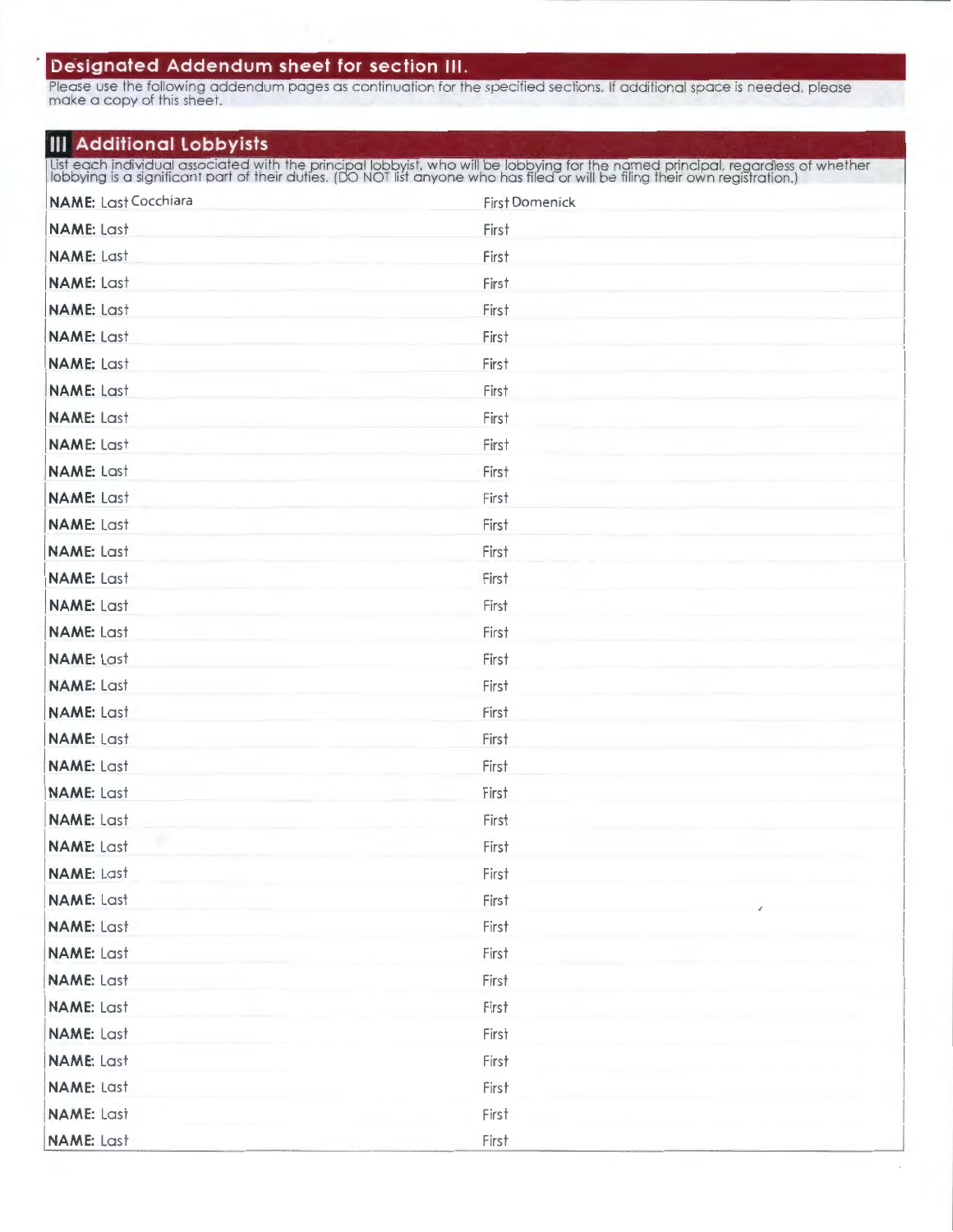## Designated Addendum sheet for section III.

Please use the following addendum pages as continuation for the specified sections. If additional space is needed, please make a copy of this sheet.

## III Additional Lobbyists

List each individual associated with the principal lobbyist, who will be lobbying for the named principal, regardless of whether lobbying is a significant part of their duties. (DO NOT list anyone who has filed or will be filing their own registration.)

| NAME: Last | First |
|---|---|
| Cocchiara | Domenick |
| | |
| | |
| | |
| | |
| | |
| | |
| | |
| | |
| | |
| | |
| | |
| | |
| | |
| | |
| | |
| | |
| | |
| | |
| | |
| | |
| | |
| | |
| | |
| | |
| | |
| | |
| | |
| | |
| | |
| | |
| | |
| | |
| | |
| | |
| | |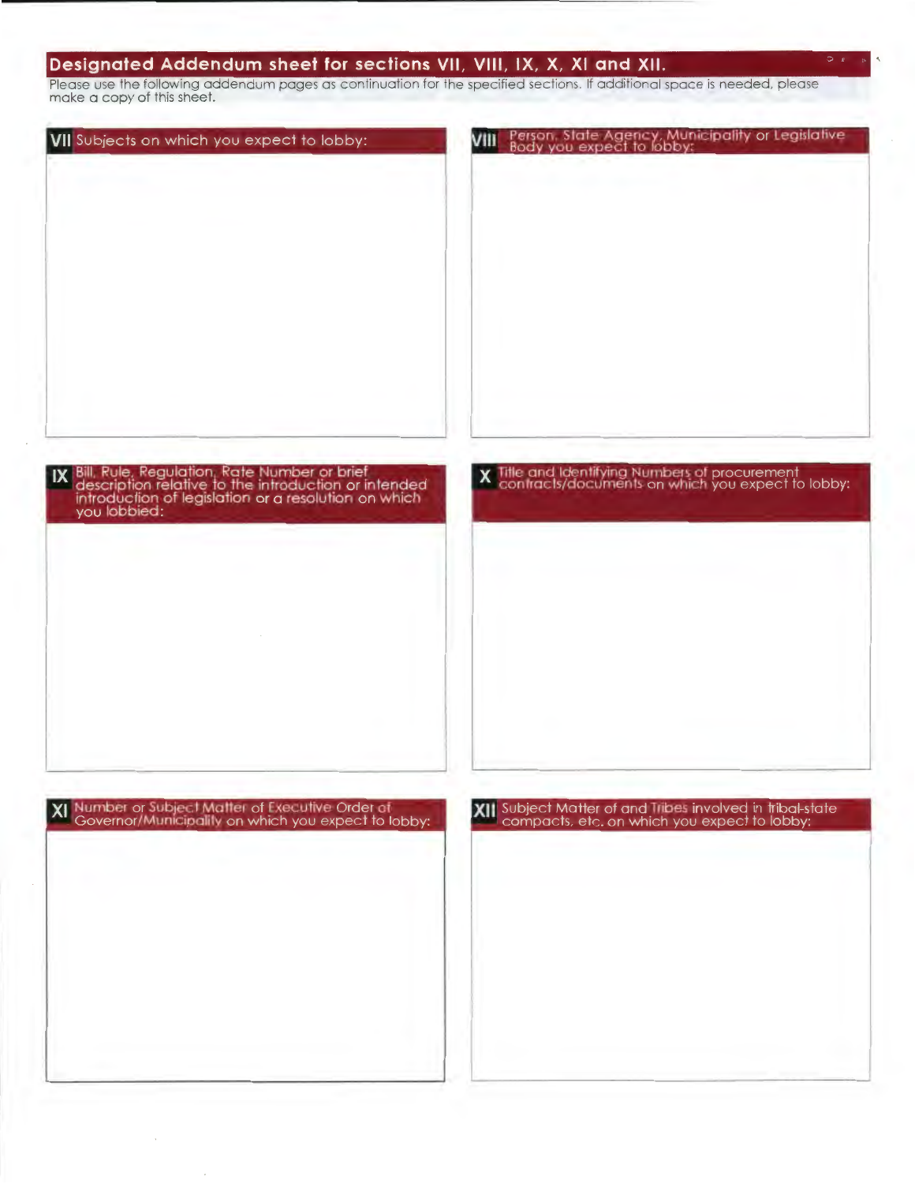## Designated Addendum sheet for sections VII, VIII, IX, X, XI and XII.

Please use the following addendum pages as continuation for the specified sections. If additional space is needed, please make a copy of this sheet.

### VII Subjects on which you expect to lobby:

### VIII Person, State Agency, Municipality or Legislative Body you expect to lobby:

### IX Bill, Rule, Regulation, Rate Number or brief description relative to the introduction or intended introduction of legislation or a resolution on which you lobbied:

### X Title and Identifying Numbers of procurement contracts/documents on which you expect to lobby:

### XI Number or Subject Matter of Executive Order of Governor/Municipality on which you expect to lobby:

### XII Subject Matter of and Tribes involved in tribal-state compacts, etc. on which you expect to lobby: